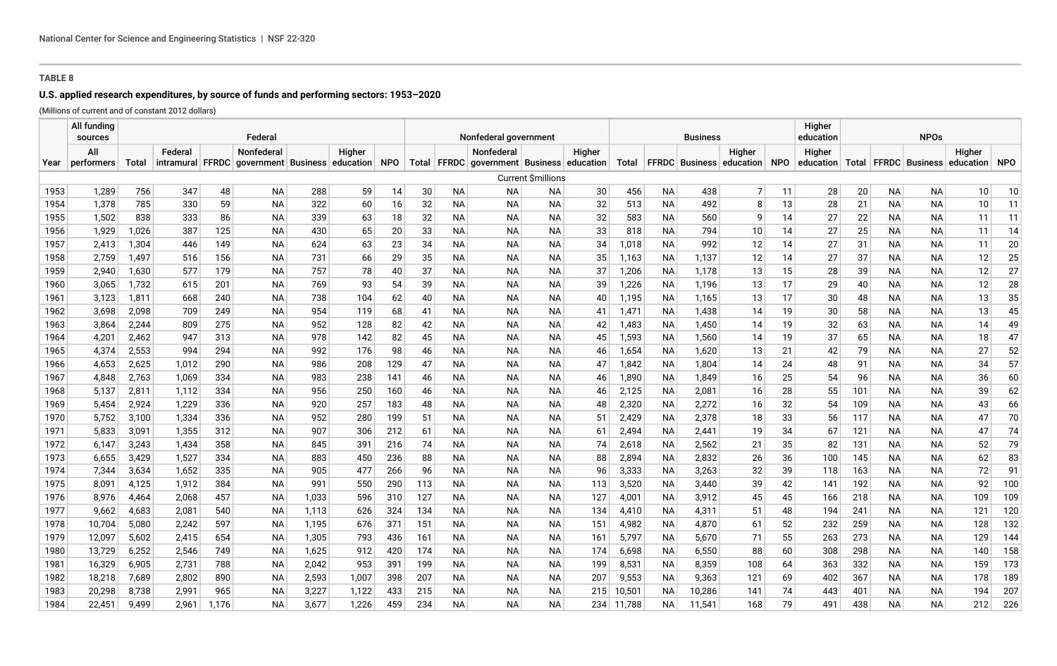**TABLE 8**

**U.S. applied research expenditures, by source of funds and performing sectors: 1953–2020**

(Millions of current and of constant 2012 dollars)

| | All funding sources | Federal | | | | | | | Nonfederal government | | | | | Business | | | | | Higher education | NPOs | | | | |
|---|---|---|---|---|---|---|---|---|---|---|---|---|---|---|---|---|---|---|---|---|---|---|---|---|
| Year | All performers | Total | Federal intramural | FFRDC | Nonfederal government | Business | Higher education | NPO | Total | FFRDC | Nonfederal government | Business | Higher education | Total | FFRDC | Business | Higher education | NPO | Higher education | Total | FFRDC | Business | Higher education | NPO |
| | Current $millions | | | | | | | | | | | | | | | | | | | | | | | |
| 1953 | 1,289 | 756 | 347 | 48 | NA | 288 | 59 | 14 | 30 | NA | NA | NA | 30 | 456 | NA | 438 | 7 | 11 | 28 | 20 | NA | NA | 10 | 10 |
| 1954 | 1,378 | 785 | 330 | 59 | NA | 322 | 60 | 16 | 32 | NA | NA | NA | 32 | 513 | NA | 492 | 8 | 13 | 28 | 21 | NA | NA | 10 | 11 |
| 1955 | 1,502 | 838 | 333 | 86 | NA | 339 | 63 | 18 | 32 | NA | NA | NA | 32 | 583 | NA | 560 | 9 | 14 | 27 | 22 | NA | NA | 11 | 11 |
| 1956 | 1,929 | 1,026 | 387 | 125 | NA | 430 | 65 | 20 | 33 | NA | NA | NA | 33 | 818 | NA | 794 | 10 | 14 | 27 | 25 | NA | NA | 11 | 14 |
| 1957 | 2,413 | 1,304 | 446 | 149 | NA | 624 | 63 | 23 | 34 | NA | NA | NA | 34 | 1,018 | NA | 992 | 12 | 14 | 27 | 31 | NA | NA | 11 | 20 |
| 1958 | 2,759 | 1,497 | 516 | 156 | NA | 731 | 66 | 29 | 35 | NA | NA | NA | 35 | 1,163 | NA | 1,137 | 12 | 14 | 27 | 37 | NA | NA | 12 | 25 |
| 1959 | 2,940 | 1,630 | 577 | 179 | NA | 757 | 78 | 40 | 37 | NA | NA | NA | 37 | 1,206 | NA | 1,178 | 13 | 15 | 28 | 39 | NA | NA | 12 | 27 |
| 1960 | 3,065 | 1,732 | 615 | 201 | NA | 769 | 93 | 54 | 39 | NA | NA | NA | 39 | 1,226 | NA | 1,196 | 13 | 17 | 29 | 40 | NA | NA | 12 | 28 |
| 1961 | 3,123 | 1,811 | 668 | 240 | NA | 738 | 104 | 62 | 40 | NA | NA | NA | 40 | 1,195 | NA | 1,165 | 13 | 17 | 30 | 48 | NA | NA | 13 | 35 |
| 1962 | 3,698 | 2,098 | 709 | 249 | NA | 954 | 119 | 68 | 41 | NA | NA | NA | 41 | 1,471 | NA | 1,438 | 14 | 19 | 30 | 58 | NA | NA | 13 | 45 |
| 1963 | 3,864 | 2,244 | 809 | 275 | NA | 952 | 128 | 82 | 42 | NA | NA | NA | 42 | 1,483 | NA | 1,450 | 14 | 19 | 32 | 63 | NA | NA | 14 | 49 |
| 1964 | 4,201 | 2,462 | 947 | 313 | NA | 978 | 142 | 82 | 45 | NA | NA | NA | 45 | 1,593 | NA | 1,560 | 14 | 19 | 37 | 65 | NA | NA | 18 | 47 |
| 1965 | 4,374 | 2,553 | 994 | 294 | NA | 992 | 176 | 98 | 46 | NA | NA | NA | 46 | 1,654 | NA | 1,620 | 13 | 21 | 42 | 79 | NA | NA | 27 | 52 |
| 1966 | 4,653 | 2,625 | 1,012 | 290 | NA | 986 | 208 | 129 | 47 | NA | NA | NA | 47 | 1,842 | NA | 1,804 | 14 | 24 | 48 | 91 | NA | NA | 34 | 57 |
| 1967 | 4,848 | 2,763 | 1,069 | 334 | NA | 983 | 238 | 141 | 46 | NA | NA | NA | 46 | 1,890 | NA | 1,849 | 16 | 25 | 54 | 96 | NA | NA | 36 | 60 |
| 1968 | 5,137 | 2,811 | 1,112 | 334 | NA | 956 | 250 | 160 | 46 | NA | NA | NA | 46 | 2,125 | NA | 2,081 | 16 | 28 | 55 | 101 | NA | NA | 39 | 62 |
| 1969 | 5,454 | 2,924 | 1,229 | 336 | NA | 920 | 257 | 183 | 48 | NA | NA | NA | 48 | 2,320 | NA | 2,272 | 16 | 32 | 54 | 109 | NA | NA | 43 | 66 |
| 1970 | 5,752 | 3,100 | 1,334 | 336 | NA | 952 | 280 | 199 | 51 | NA | NA | NA | 51 | 2,429 | NA | 2,378 | 18 | 33 | 56 | 117 | NA | NA | 47 | 70 |
| 1971 | 5,833 | 3,091 | 1,355 | 312 | NA | 907 | 306 | 212 | 61 | NA | NA | NA | 61 | 2,494 | NA | 2,441 | 19 | 34 | 67 | 121 | NA | NA | 47 | 74 |
| 1972 | 6,147 | 3,243 | 1,434 | 358 | NA | 845 | 391 | 216 | 74 | NA | NA | NA | 74 | 2,618 | NA | 2,562 | 21 | 35 | 82 | 131 | NA | NA | 52 | 79 |
| 1973 | 6,655 | 3,429 | 1,527 | 334 | NA | 883 | 450 | 236 | 88 | NA | NA | NA | 88 | 2,894 | NA | 2,832 | 26 | 36 | 100 | 145 | NA | NA | 62 | 83 |
| 1974 | 7,344 | 3,634 | 1,652 | 335 | NA | 905 | 477 | 266 | 96 | NA | NA | NA | 96 | 3,333 | NA | 3,263 | 32 | 39 | 118 | 163 | NA | NA | 72 | 91 |
| 1975 | 8,091 | 4,125 | 1,912 | 384 | NA | 991 | 550 | 290 | 113 | NA | NA | NA | 113 | 3,520 | NA | 3,440 | 39 | 42 | 141 | 192 | NA | NA | 92 | 100 |
| 1976 | 8,976 | 4,464 | 2,068 | 457 | NA | 1,033 | 596 | 310 | 127 | NA | NA | NA | 127 | 4,001 | NA | 3,912 | 45 | 45 | 166 | 218 | NA | NA | 109 | 109 |
| 1977 | 9,662 | 4,683 | 2,081 | 540 | NA | 1,113 | 626 | 324 | 134 | NA | NA | NA | 134 | 4,410 | NA | 4,311 | 51 | 48 | 194 | 241 | NA | NA | 121 | 120 |
| 1978 | 10,704 | 5,080 | 2,242 | 597 | NA | 1,195 | 676 | 371 | 151 | NA | NA | NA | 151 | 4,982 | NA | 4,870 | 61 | 52 | 232 | 259 | NA | NA | 128 | 132 |
| 1979 | 12,097 | 5,602 | 2,415 | 654 | NA | 1,305 | 793 | 436 | 161 | NA | NA | NA | 161 | 5,797 | NA | 5,670 | 71 | 55 | 263 | 273 | NA | NA | 129 | 144 |
| 1980 | 13,729 | 6,252 | 2,546 | 749 | NA | 1,625 | 912 | 420 | 174 | NA | NA | NA | 174 | 6,698 | NA | 6,550 | 88 | 60 | 308 | 298 | NA | NA | 140 | 158 |
| 1981 | 16,329 | 6,905 | 2,731 | 788 | NA | 2,042 | 953 | 391 | 199 | NA | NA | NA | 199 | 8,531 | NA | 8,359 | 108 | 64 | 363 | 332 | NA | NA | 159 | 173 |
| 1982 | 18,218 | 7,689 | 2,802 | 890 | NA | 2,593 | 1,007 | 398 | 207 | NA | NA | NA | 207 | 9,553 | NA | 9,363 | 121 | 69 | 402 | 367 | NA | NA | 178 | 189 |
| 1983 | 20,298 | 8,738 | 2,991 | 965 | NA | 3,227 | 1,122 | 433 | 215 | NA | NA | NA | 215 | 10,501 | NA | 10,286 | 141 | 74 | 443 | 401 | NA | NA | 194 | 207 |
| 1984 | 22,451 | 9,499 | 2,961 | 1,176 | NA | 3,677 | 1,226 | 459 | 234 | NA | NA | NA | 234 | 11,788 | NA | 11,541 | 168 | 79 | 491 | 438 | NA | NA | 212 | 226 |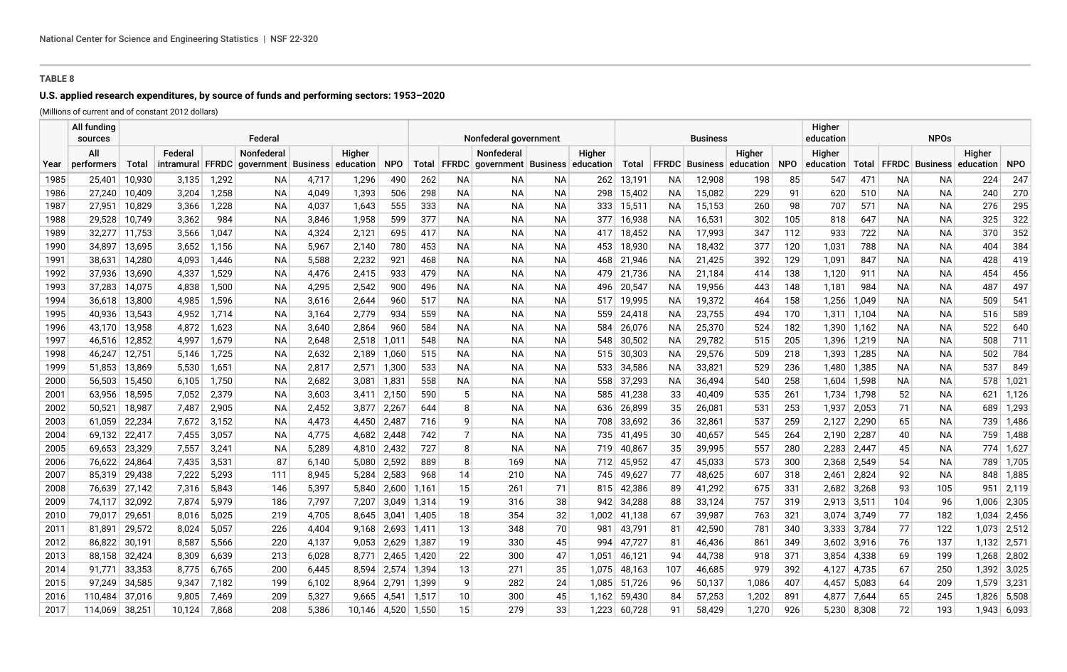**TABLE 8**

**U.S. applied research expenditures, by source of funds and performing sectors: 1953–2020**

(Millions of current and of constant 2012 dollars)

| | All funding sources | Federal | | | | | | | Nonfederal government | | | | | Business | | | | | Higher education | NPOs | | | | |
|---|---|---|---|---|---|---|---|---|---|---|---|---|---|---|---|---|---|---|---|---|---|---|---|---|
| Year | All performers | Total | Federal intramural | FFRDC | Nonfederal government | Business | Higher education | NPO | Total | FFRDC | Nonfederal government | Business | Higher education | Total | FFRDC | Business | Higher education | NPO | Higher education | Total | FFRDC | Business | Higher education | NPO |
| 1985 | 25,401 | 10,930 | 3,135 | 1,292 | NA | 4,717 | 1,296 | 490 | 262 | NA | NA | NA | 262 | 13,191 | NA | 12,908 | 198 | 85 | 547 | 471 | NA | NA | 224 | 247 |
| 1986 | 27,240 | 10,409 | 3,204 | 1,258 | NA | 4,049 | 1,393 | 506 | 298 | NA | NA | NA | 298 | 15,402 | NA | 15,082 | 229 | 91 | 620 | 510 | NA | NA | 240 | 270 |
| 1987 | 27,951 | 10,829 | 3,366 | 1,228 | NA | 4,037 | 1,643 | 555 | 333 | NA | NA | NA | 333 | 15,511 | NA | 15,153 | 260 | 98 | 707 | 571 | NA | NA | 276 | 295 |
| 1988 | 29,528 | 10,749 | 3,362 | 984 | NA | 3,846 | 1,958 | 599 | 377 | NA | NA | NA | 377 | 16,938 | NA | 16,531 | 302 | 105 | 818 | 647 | NA | NA | 325 | 322 |
| 1989 | 32,277 | 11,753 | 3,566 | 1,047 | NA | 4,324 | 2,121 | 695 | 417 | NA | NA | NA | 417 | 18,452 | NA | 17,993 | 347 | 112 | 933 | 722 | NA | NA | 370 | 352 |
| 1990 | 34,897 | 13,695 | 3,652 | 1,156 | NA | 5,967 | 2,140 | 780 | 453 | NA | NA | NA | 453 | 18,930 | NA | 18,432 | 377 | 120 | 1,031 | 788 | NA | NA | 404 | 384 |
| 1991 | 38,631 | 14,280 | 4,093 | 1,446 | NA | 5,588 | 2,232 | 921 | 468 | NA | NA | NA | 468 | 21,946 | NA | 21,425 | 392 | 129 | 1,091 | 847 | NA | NA | 428 | 419 |
| 1992 | 37,936 | 13,690 | 4,337 | 1,529 | NA | 4,476 | 2,415 | 933 | 479 | NA | NA | NA | 479 | 21,736 | NA | 21,184 | 414 | 138 | 1,120 | 911 | NA | NA | 454 | 456 |
| 1993 | 37,283 | 14,075 | 4,838 | 1,500 | NA | 4,295 | 2,542 | 900 | 496 | NA | NA | NA | 496 | 20,547 | NA | 19,956 | 443 | 148 | 1,181 | 984 | NA | NA | 487 | 497 |
| 1994 | 36,618 | 13,800 | 4,985 | 1,596 | NA | 3,616 | 2,644 | 960 | 517 | NA | NA | NA | 517 | 19,995 | NA | 19,372 | 464 | 158 | 1,256 | 1,049 | NA | NA | 509 | 541 |
| 1995 | 40,936 | 13,543 | 4,952 | 1,714 | NA | 3,164 | 2,779 | 934 | 559 | NA | NA | NA | 559 | 24,418 | NA | 23,755 | 494 | 170 | 1,311 | 1,104 | NA | NA | 516 | 589 |
| 1996 | 43,170 | 13,958 | 4,872 | 1,623 | NA | 3,640 | 2,864 | 960 | 584 | NA | NA | NA | 584 | 26,076 | NA | 25,370 | 524 | 182 | 1,390 | 1,162 | NA | NA | 522 | 640 |
| 1997 | 46,516 | 12,852 | 4,997 | 1,679 | NA | 2,648 | 2,518 | 1,011 | 548 | NA | NA | NA | 548 | 30,502 | NA | 29,782 | 515 | 205 | 1,396 | 1,219 | NA | NA | 508 | 711 |
| 1998 | 46,247 | 12,751 | 5,146 | 1,725 | NA | 2,632 | 2,189 | 1,060 | 515 | NA | NA | NA | 515 | 30,303 | NA | 29,576 | 509 | 218 | 1,393 | 1,285 | NA | NA | 502 | 784 |
| 1999 | 51,853 | 13,869 | 5,530 | 1,651 | NA | 2,817 | 2,571 | 1,300 | 533 | NA | NA | NA | 533 | 34,586 | NA | 33,821 | 529 | 236 | 1,480 | 1,385 | NA | NA | 537 | 849 |
| 2000 | 56,503 | 15,450 | 6,105 | 1,750 | NA | 2,682 | 3,081 | 1,831 | 558 | NA | NA | NA | 558 | 37,293 | NA | 36,494 | 540 | 258 | 1,604 | 1,598 | NA | NA | 578 | 1,021 |
| 2001 | 63,956 | 18,595 | 7,052 | 2,379 | NA | 3,603 | 3,411 | 2,150 | 590 | 5 | NA | NA | 585 | 41,238 | 33 | 40,409 | 535 | 261 | 1,734 | 1,798 | 52 | NA | 621 | 1,126 |
| 2002 | 50,521 | 18,987 | 7,487 | 2,905 | NA | 2,452 | 3,877 | 2,267 | 644 | 8 | NA | NA | 636 | 26,899 | 35 | 26,081 | 531 | 253 | 1,937 | 2,053 | 71 | NA | 689 | 1,293 |
| 2003 | 61,059 | 22,234 | 7,672 | 3,152 | NA | 4,473 | 4,450 | 2,487 | 716 | 9 | NA | NA | 708 | 33,692 | 36 | 32,861 | 537 | 259 | 2,127 | 2,290 | 65 | NA | 739 | 1,486 |
| 2004 | 69,132 | 22,417 | 7,455 | 3,057 | NA | 4,775 | 4,682 | 2,448 | 742 | 7 | NA | NA | 735 | 41,495 | 30 | 40,657 | 545 | 264 | 2,190 | 2,287 | 40 | NA | 759 | 1,488 |
| 2005 | 69,653 | 23,329 | 7,557 | 3,241 | NA | 5,289 | 4,810 | 2,432 | 727 | 8 | NA | NA | 719 | 40,867 | 35 | 39,995 | 557 | 280 | 2,283 | 2,447 | 45 | NA | 774 | 1,627 |
| 2006 | 76,622 | 24,864 | 7,435 | 3,531 | 87 | 6,140 | 5,080 | 2,592 | 889 | 8 | 169 | NA | 712 | 45,952 | 47 | 45,033 | 573 | 300 | 2,368 | 2,549 | 54 | NA | 789 | 1,705 |
| 2007 | 85,319 | 29,438 | 7,222 | 5,293 | 111 | 8,945 | 5,284 | 2,583 | 968 | 14 | 210 | NA | 745 | 49,627 | 77 | 48,625 | 607 | 318 | 2,461 | 2,824 | 92 | NA | 848 | 1,885 |
| 2008 | 76,639 | 27,142 | 7,316 | 5,843 | 146 | 5,397 | 5,840 | 2,600 | 1,161 | 15 | 261 | 71 | 815 | 42,386 | 89 | 41,292 | 675 | 331 | 2,682 | 3,268 | 93 | 105 | 951 | 2,119 |
| 2009 | 74,117 | 32,092 | 7,874 | 5,979 | 186 | 7,797 | 7,207 | 3,049 | 1,314 | 19 | 316 | 38 | 942 | 34,288 | 88 | 33,124 | 757 | 319 | 2,913 | 3,511 | 104 | 96 | 1,006 | 2,305 |
| 2010 | 79,017 | 29,651 | 8,016 | 5,025 | 219 | 4,705 | 8,645 | 3,041 | 1,405 | 18 | 354 | 32 | 1,002 | 41,138 | 67 | 39,987 | 763 | 321 | 3,074 | 3,749 | 77 | 182 | 1,034 | 2,456 |
| 2011 | 81,891 | 29,572 | 8,024 | 5,057 | 226 | 4,404 | 9,168 | 2,693 | 1,411 | 13 | 348 | 70 | 981 | 43,791 | 81 | 42,590 | 781 | 340 | 3,333 | 3,784 | 77 | 122 | 1,073 | 2,512 |
| 2012 | 86,822 | 30,191 | 8,587 | 5,566 | 220 | 4,137 | 9,053 | 2,629 | 1,387 | 19 | 330 | 45 | 994 | 47,727 | 81 | 46,436 | 861 | 349 | 3,602 | 3,916 | 76 | 137 | 1,132 | 2,571 |
| 2013 | 88,158 | 32,424 | 8,309 | 6,639 | 213 | 6,028 | 8,771 | 2,465 | 1,420 | 22 | 300 | 47 | 1,051 | 46,121 | 94 | 44,738 | 918 | 371 | 3,854 | 4,338 | 69 | 199 | 1,268 | 2,802 |
| 2014 | 91,771 | 33,353 | 8,775 | 6,765 | 200 | 6,445 | 8,594 | 2,574 | 1,394 | 13 | 271 | 35 | 1,075 | 48,163 | 107 | 46,685 | 979 | 392 | 4,127 | 4,735 | 67 | 250 | 1,392 | 3,025 |
| 2015 | 97,249 | 34,585 | 9,347 | 7,182 | 199 | 6,102 | 8,964 | 2,791 | 1,399 | 9 | 282 | 24 | 1,085 | 51,726 | 96 | 50,137 | 1,086 | 407 | 4,457 | 5,083 | 64 | 209 | 1,579 | 3,231 |
| 2016 | 110,484 | 37,016 | 9,805 | 7,469 | 209 | 5,327 | 9,665 | 4,541 | 1,517 | 10 | 300 | 45 | 1,162 | 59,430 | 84 | 57,253 | 1,202 | 891 | 4,877 | 7,644 | 65 | 245 | 1,826 | 5,508 |
| 2017 | 114,069 | 38,251 | 10,124 | 7,868 | 208 | 5,386 | 10,146 | 4,520 | 1,550 | 15 | 279 | 33 | 1,223 | 60,728 | 91 | 58,429 | 1,270 | 926 | 5,230 | 8,308 | 72 | 193 | 1,943 | 6,093 |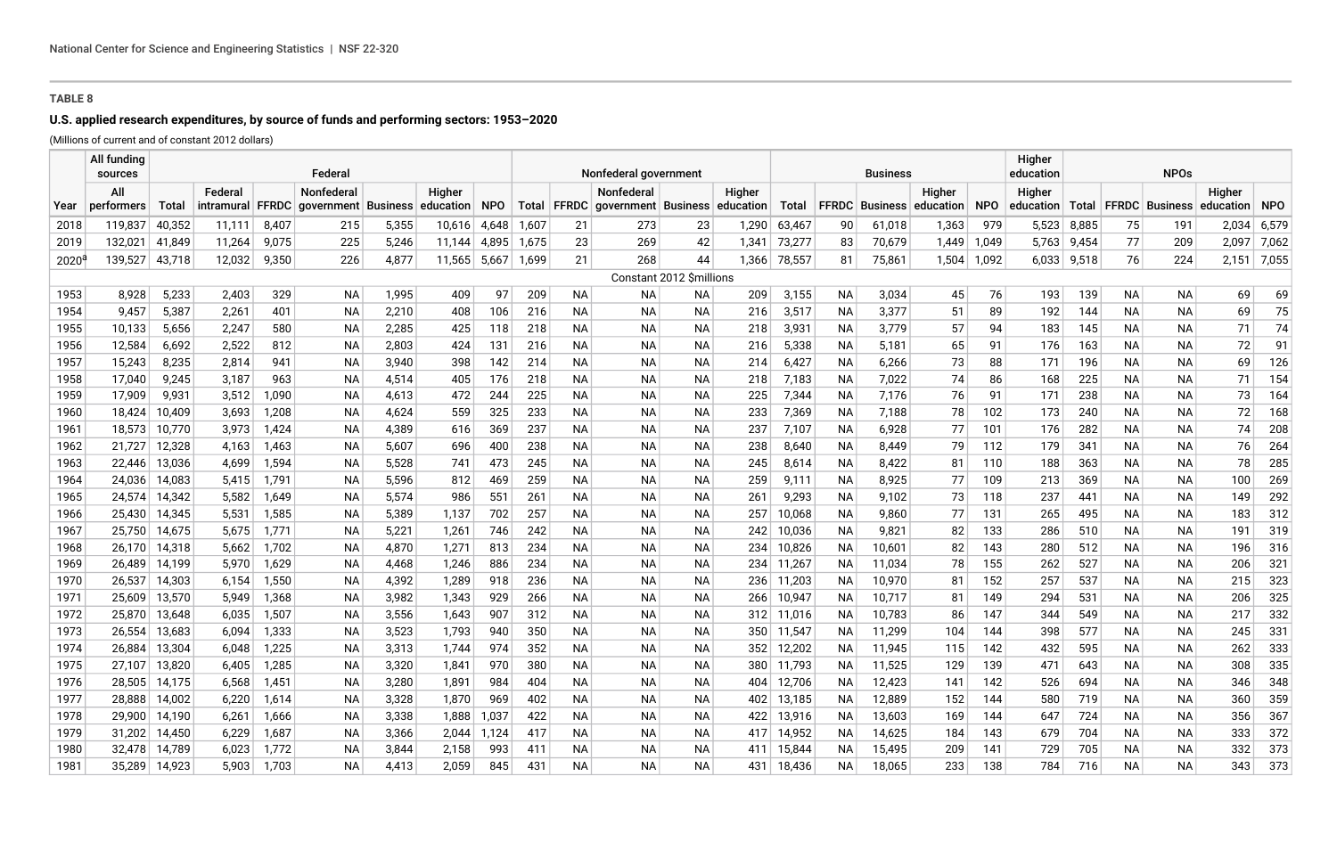**TABLE 8**

**U.S. applied research expenditures, by source of funds and performing sectors: 1953–2020**

(Millions of current and of constant 2012 dollars)

| | All funding sources | Federal | | | | | | | Nonfederal government | | | | | Business | | | | | Higher education | NPOs | | | | |
|---|---|---|---|---|---|---|---|---|---|---|---|---|---|---|---|---|---|---|---|---|---|---|---|---|
| Year | All performers | Total | Federal intramural | FFRDC | Nonfederal government | Business | Higher education | NPO | Total | FFRDC | Nonfederal government | Business | Higher education | Total | FFRDC | Business | Higher education | NPO | Higher education | Total | FFRDC | Business | Higher education | NPO |
| 2018 | 119,837 | 40,352 | 11,111 | 8,407 | 215 | 5,355 | 10,616 | 4,648 | 1,607 | 21 | 273 | 23 | 1,290 | 63,467 | 90 | 61,018 | 1,363 | 979 | 5,523 | 8,885 | 75 | 191 | 2,034 | 6,579 |
| 2019 | 132,021 | 41,849 | 11,264 | 9,075 | 225 | 5,246 | 11,144 | 4,895 | 1,675 | 23 | 269 | 42 | 1,341 | 73,277 | 83 | 70,679 | 1,449 | 1,049 | 5,763 | 9,454 | 77 | 209 | 2,097 | 7,062 |
| 2020[a] | 139,527 | 43,718 | 12,032 | 9,350 | 226 | 4,877 | 11,565 | 5,667 | 1,699 | 21 | 268 | 44 | 1,366 | 78,557 | 81 | 75,861 | 1,504 | 1,092 | 6,033 | 9,518 | 76 | 224 | 2,151 | 7,055 |
| Constant 2012 $millions | | | | | | | | | | | | | | | | | | | | | | | | |
| 1953 | 8,928 | 5,233 | 2,403 | 329 | NA | 1,995 | 409 | 97 | 209 | NA | NA | NA | 209 | 3,155 | NA | 3,034 | 45 | 76 | 193 | 139 | NA | NA | 69 | 69 |
| 1954 | 9,457 | 5,387 | 2,261 | 401 | NA | 2,210 | 408 | 106 | 216 | NA | NA | NA | 216 | 3,517 | NA | 3,377 | 51 | 89 | 192 | 144 | NA | NA | 69 | 75 |
| 1955 | 10,133 | 5,656 | 2,247 | 580 | NA | 2,285 | 425 | 118 | 218 | NA | NA | NA | 218 | 3,931 | NA | 3,779 | 57 | 94 | 183 | 145 | NA | NA | 71 | 74 |
| 1956 | 12,584 | 6,692 | 2,522 | 812 | NA | 2,803 | 424 | 131 | 216 | NA | NA | NA | 216 | 5,338 | NA | 5,181 | 65 | 91 | 176 | 163 | NA | NA | 72 | 91 |
| 1957 | 15,243 | 8,235 | 2,814 | 941 | NA | 3,940 | 398 | 142 | 214 | NA | NA | NA | 214 | 6,427 | NA | 6,266 | 73 | 88 | 171 | 196 | NA | NA | 69 | 126 |
| 1958 | 17,040 | 9,245 | 3,187 | 963 | NA | 4,514 | 405 | 176 | 218 | NA | NA | NA | 218 | 7,183 | NA | 7,022 | 74 | 86 | 168 | 225 | NA | NA | 71 | 154 |
| 1959 | 17,909 | 9,931 | 3,512 | 1,090 | NA | 4,613 | 472 | 244 | 225 | NA | NA | NA | 225 | 7,344 | NA | 7,176 | 76 | 91 | 171 | 238 | NA | NA | 73 | 164 |
| 1960 | 18,424 | 10,409 | 3,693 | 1,208 | NA | 4,624 | 559 | 325 | 233 | NA | NA | NA | 233 | 7,369 | NA | 7,188 | 78 | 102 | 173 | 240 | NA | NA | 72 | 168 |
| 1961 | 18,573 | 10,770 | 3,973 | 1,424 | NA | 4,389 | 616 | 369 | 237 | NA | NA | NA | 237 | 7,107 | NA | 6,928 | 77 | 101 | 176 | 282 | NA | NA | 74 | 208 |
| 1962 | 21,727 | 12,328 | 4,163 | 1,463 | NA | 5,607 | 696 | 400 | 238 | NA | NA | NA | 238 | 8,640 | NA | 8,449 | 79 | 112 | 179 | 341 | NA | NA | 76 | 264 |
| 1963 | 22,446 | 13,036 | 4,699 | 1,594 | NA | 5,528 | 741 | 473 | 245 | NA | NA | NA | 245 | 8,614 | NA | 8,422 | 81 | 110 | 188 | 363 | NA | NA | 78 | 285 |
| 1964 | 24,036 | 14,083 | 5,415 | 1,791 | NA | 5,596 | 812 | 469 | 259 | NA | NA | NA | 259 | 9,111 | NA | 8,925 | 77 | 109 | 213 | 369 | NA | NA | 100 | 269 |
| 1965 | 24,574 | 14,342 | 5,582 | 1,649 | NA | 5,574 | 986 | 551 | 261 | NA | NA | NA | 261 | 9,293 | NA | 9,102 | 73 | 118 | 237 | 441 | NA | NA | 149 | 292 |
| 1966 | 25,430 | 14,345 | 5,531 | 1,585 | NA | 5,389 | 1,137 | 702 | 257 | NA | NA | NA | 257 | 10,068 | NA | 9,860 | 77 | 131 | 265 | 495 | NA | NA | 183 | 312 |
| 1967 | 25,750 | 14,675 | 5,675 | 1,771 | NA | 5,221 | 1,261 | 746 | 242 | NA | NA | NA | 242 | 10,036 | NA | 9,821 | 82 | 133 | 286 | 510 | NA | NA | 191 | 319 |
| 1968 | 26,170 | 14,318 | 5,662 | 1,702 | NA | 4,870 | 1,271 | 813 | 234 | NA | NA | NA | 234 | 10,826 | NA | 10,601 | 82 | 143 | 280 | 512 | NA | NA | 196 | 316 |
| 1969 | 26,489 | 14,199 | 5,970 | 1,629 | NA | 4,468 | 1,246 | 886 | 234 | NA | NA | NA | 234 | 11,267 | NA | 11,034 | 78 | 155 | 262 | 527 | NA | NA | 206 | 321 |
| 1970 | 26,537 | 14,303 | 6,154 | 1,550 | NA | 4,392 | 1,289 | 918 | 236 | NA | NA | NA | 236 | 11,203 | NA | 10,970 | 81 | 152 | 257 | 537 | NA | NA | 215 | 323 |
| 1971 | 25,609 | 13,570 | 5,949 | 1,368 | NA | 3,982 | 1,343 | 929 | 266 | NA | NA | NA | 266 | 10,947 | NA | 10,717 | 81 | 149 | 294 | 531 | NA | NA | 206 | 325 |
| 1972 | 25,870 | 13,648 | 6,035 | 1,507 | NA | 3,556 | 1,643 | 907 | 312 | NA | NA | NA | 312 | 11,016 | NA | 10,783 | 86 | 147 | 344 | 549 | NA | NA | 217 | 332 |
| 1973 | 26,554 | 13,683 | 6,094 | 1,333 | NA | 3,523 | 1,793 | 940 | 350 | NA | NA | NA | 350 | 11,547 | NA | 11,299 | 104 | 144 | 398 | 577 | NA | NA | 245 | 331 |
| 1974 | 26,884 | 13,304 | 6,048 | 1,225 | NA | 3,313 | 1,744 | 974 | 352 | NA | NA | NA | 352 | 12,202 | NA | 11,945 | 115 | 142 | 432 | 595 | NA | NA | 262 | 333 |
| 1975 | 27,107 | 13,820 | 6,405 | 1,285 | NA | 3,320 | 1,841 | 970 | 380 | NA | NA | NA | 380 | 11,793 | NA | 11,525 | 129 | 139 | 471 | 643 | NA | NA | 308 | 335 |
| 1976 | 28,505 | 14,175 | 6,568 | 1,451 | NA | 3,280 | 1,891 | 984 | 404 | NA | NA | NA | 404 | 12,706 | NA | 12,423 | 141 | 142 | 526 | 694 | NA | NA | 346 | 348 |
| 1977 | 28,888 | 14,002 | 6,220 | 1,614 | NA | 3,328 | 1,870 | 969 | 402 | NA | NA | NA | 402 | 13,185 | NA | 12,889 | 152 | 144 | 580 | 719 | NA | NA | 360 | 359 |
| 1978 | 29,900 | 14,190 | 6,261 | 1,666 | NA | 3,338 | 1,888 | 1,037 | 422 | NA | NA | NA | 422 | 13,916 | NA | 13,603 | 169 | 144 | 647 | 724 | NA | NA | 356 | 367 |
| 1979 | 31,202 | 14,450 | 6,229 | 1,687 | NA | 3,366 | 2,044 | 1,124 | 417 | NA | NA | NA | 417 | 14,952 | NA | 14,625 | 184 | 143 | 679 | 704 | NA | NA | 333 | 372 |
| 1980 | 32,478 | 14,789 | 6,023 | 1,772 | NA | 3,844 | 2,158 | 993 | 411 | NA | NA | NA | 411 | 15,844 | NA | 15,495 | 209 | 141 | 729 | 705 | NA | NA | 332 | 373 |
| 1981 | 35,289 | 14,923 | 5,903 | 1,703 | NA | 4,413 | 2,059 | 845 | 431 | NA | NA | NA | 431 | 18,436 | NA | 18,065 | 233 | 138 | 784 | 716 | NA | NA | 343 | 373 |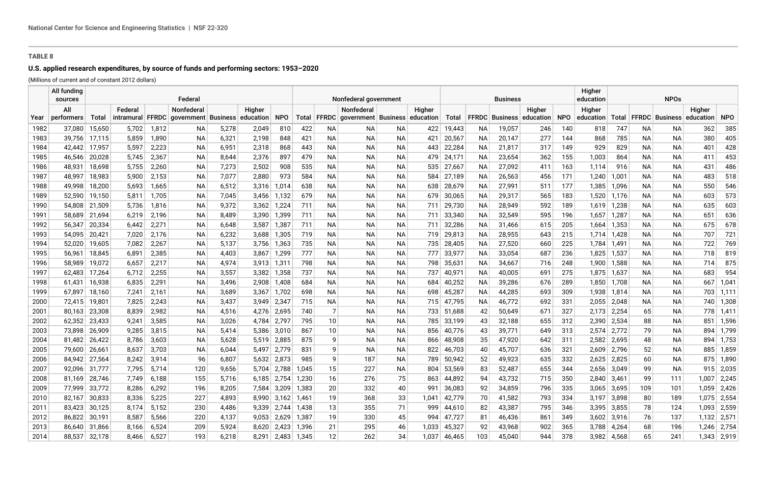**TABLE 8**

**U.S. applied research expenditures, by source of funds and performing sectors: 1953–2020**

(Millions of current and of constant 2012 dollars)

| | All funding sources | Federal | | | | | | | Nonfederal government | | | | | Business | | | | | Higher education | NPOs | | | | |
|---|---|---|---|---|---|---|---|---|---|---|---|---|---|---|---|---|---|---|---|---|---|---|---|---|
| Year | All performers | Total | Federal intramural | FFRDC | Nonfederal government | Business | Higher education | NPO | Total | FFRDC | Nonfederal government | Business | Higher education | Total | FFRDC | Business | Higher education | NPO | Higher education | Total | FFRDC | Business | Higher education | NPO |
| 1982 | 37,080 | 15,650 | 5,702 | 1,812 | NA | 5,278 | 2,049 | 810 | 422 | NA | NA | NA | 422 | 19,443 | NA | 19,057 | 246 | 140 | 818 | 747 | NA | NA | 362 | 385 |
| 1983 | 39,756 | 17,115 | 5,859 | 1,890 | NA | 6,321 | 2,198 | 848 | 421 | NA | NA | NA | 421 | 20,567 | NA | 20,147 | 277 | 144 | 868 | 785 | NA | NA | 380 | 405 |
| 1984 | 42,442 | 17,957 | 5,597 | 2,223 | NA | 6,951 | 2,318 | 868 | 443 | NA | NA | NA | 443 | 22,284 | NA | 21,817 | 317 | 149 | 929 | 829 | NA | NA | 401 | 428 |
| 1985 | 46,546 | 20,028 | 5,745 | 2,367 | NA | 8,644 | 2,376 | 897 | 479 | NA | NA | NA | 479 | 24,171 | NA | 23,654 | 362 | 155 | 1,003 | 864 | NA | NA | 411 | 453 |
| 1986 | 48,931 | 18,698 | 5,755 | 2,260 | NA | 7,273 | 2,502 | 908 | 535 | NA | NA | NA | 535 | 27,667 | NA | 27,092 | 411 | 163 | 1,114 | 916 | NA | NA | 431 | 486 |
| 1987 | 48,997 | 18,983 | 5,900 | 2,153 | NA | 7,077 | 2,880 | 973 | 584 | NA | NA | NA | 584 | 27,189 | NA | 26,563 | 456 | 171 | 1,240 | 1,001 | NA | NA | 483 | 518 |
| 1988 | 49,998 | 18,200 | 5,693 | 1,665 | NA | 6,512 | 3,316 | 1,014 | 638 | NA | NA | NA | 638 | 28,679 | NA | 27,991 | 511 | 177 | 1,385 | 1,096 | NA | NA | 550 | 546 |
| 1989 | 52,590 | 19,150 | 5,811 | 1,705 | NA | 7,045 | 3,456 | 1,132 | 679 | NA | NA | NA | 679 | 30,065 | NA | 29,317 | 565 | 183 | 1,520 | 1,176 | NA | NA | 603 | 573 |
| 1990 | 54,808 | 21,509 | 5,736 | 1,816 | NA | 9,372 | 3,362 | 1,224 | 711 | NA | NA | NA | 711 | 29,730 | NA | 28,949 | 592 | 189 | 1,619 | 1,238 | NA | NA | 635 | 603 |
| 1991 | 58,689 | 21,694 | 6,219 | 2,196 | NA | 8,489 | 3,390 | 1,399 | 711 | NA | NA | NA | 711 | 33,340 | NA | 32,549 | 595 | 196 | 1,657 | 1,287 | NA | NA | 651 | 636 |
| 1992 | 56,347 | 20,334 | 6,442 | 2,271 | NA | 6,648 | 3,587 | 1,387 | 711 | NA | NA | NA | 711 | 32,286 | NA | 31,466 | 615 | 205 | 1,664 | 1,353 | NA | NA | 675 | 678 |
| 1993 | 54,095 | 20,421 | 7,020 | 2,176 | NA | 6,232 | 3,688 | 1,305 | 719 | NA | NA | NA | 719 | 29,813 | NA | 28,955 | 643 | 215 | 1,714 | 1,428 | NA | NA | 707 | 721 |
| 1994 | 52,020 | 19,605 | 7,082 | 2,267 | NA | 5,137 | 3,756 | 1,363 | 735 | NA | NA | NA | 735 | 28,405 | NA | 27,520 | 660 | 225 | 1,784 | 1,491 | NA | NA | 722 | 769 |
| 1995 | 56,961 | 18,845 | 6,891 | 2,385 | NA | 4,403 | 3,867 | 1,299 | 777 | NA | NA | NA | 777 | 33,977 | NA | 33,054 | 687 | 236 | 1,825 | 1,537 | NA | NA | 718 | 819 |
| 1996 | 58,989 | 19,072 | 6,657 | 2,217 | NA | 4,974 | 3,913 | 1,311 | 798 | NA | NA | NA | 798 | 35,631 | NA | 34,667 | 716 | 248 | 1,900 | 1,588 | NA | NA | 714 | 875 |
| 1997 | 62,483 | 17,264 | 6,712 | 2,255 | NA | 3,557 | 3,382 | 1,358 | 737 | NA | NA | NA | 737 | 40,971 | NA | 40,005 | 691 | 275 | 1,875 | 1,637 | NA | NA | 683 | 954 |
| 1998 | 61,431 | 16,938 | 6,835 | 2,291 | NA | 3,496 | 2,908 | 1,408 | 684 | NA | NA | NA | 684 | 40,252 | NA | 39,286 | 676 | 289 | 1,850 | 1,708 | NA | NA | 667 | 1,041 |
| 1999 | 67,897 | 18,160 | 7,241 | 2,161 | NA | 3,689 | 3,367 | 1,702 | 698 | NA | NA | NA | 698 | 45,287 | NA | 44,285 | 693 | 309 | 1,938 | 1,814 | NA | NA | 703 | 1,111 |
| 2000 | 72,415 | 19,801 | 7,825 | 2,243 | NA | 3,437 | 3,949 | 2,347 | 715 | NA | NA | NA | 715 | 47,795 | NA | 46,772 | 692 | 331 | 2,055 | 2,048 | NA | NA | 740 | 1,308 |
| 2001 | 80,163 | 23,308 | 8,839 | 2,982 | NA | 4,516 | 4,276 | 2,695 | 740 | 7 | NA | NA | 733 | 51,688 | 42 | 50,649 | 671 | 327 | 2,173 | 2,254 | 65 | NA | 778 | 1,411 |
| 2002 | 62,352 | 23,433 | 9,241 | 3,585 | NA | 3,026 | 4,784 | 2,797 | 795 | 10 | NA | NA | 785 | 33,199 | 43 | 32,188 | 655 | 312 | 2,390 | 2,534 | 88 | NA | 851 | 1,596 |
| 2003 | 73,898 | 26,909 | 9,285 | 3,815 | NA | 5,414 | 5,386 | 3,010 | 867 | 10 | NA | NA | 856 | 40,776 | 43 | 39,771 | 649 | 313 | 2,574 | 2,772 | 79 | NA | 894 | 1,799 |
| 2004 | 81,482 | 26,422 | 8,786 | 3,603 | NA | 5,628 | 5,519 | 2,885 | 875 | 9 | NA | NA | 866 | 48,908 | 35 | 47,920 | 642 | 311 | 2,582 | 2,695 | 48 | NA | 894 | 1,753 |
| 2005 | 79,600 | 26,661 | 8,637 | 3,703 | NA | 6,044 | 5,497 | 2,779 | 831 | 9 | NA | NA | 822 | 46,703 | 40 | 45,707 | 636 | 321 | 2,609 | 2,796 | 52 | NA | 885 | 1,859 |
| 2006 | 84,942 | 27,564 | 8,242 | 3,914 | 96 | 6,807 | 5,632 | 2,873 | 985 | 9 | 187 | NA | 789 | 50,942 | 52 | 49,923 | 635 | 332 | 2,625 | 2,825 | 60 | NA | 875 | 1,890 |
| 2007 | 92,096 | 31,777 | 7,795 | 5,714 | 120 | 9,656 | 5,704 | 2,788 | 1,045 | 15 | 227 | NA | 804 | 53,569 | 83 | 52,487 | 655 | 344 | 2,656 | 3,049 | 99 | NA | 915 | 2,035 |
| 2008 | 81,169 | 28,746 | 7,749 | 6,188 | 155 | 5,716 | 6,185 | 2,754 | 1,230 | 16 | 276 | 75 | 863 | 44,892 | 94 | 43,732 | 715 | 350 | 2,840 | 3,461 | 99 | 111 | 1,007 | 2,245 |
| 2009 | 77,999 | 33,772 | 8,286 | 6,292 | 196 | 8,205 | 7,584 | 3,209 | 1,383 | 20 | 332 | 40 | 991 | 36,083 | 92 | 34,859 | 796 | 335 | 3,065 | 3,695 | 109 | 101 | 1,059 | 2,426 |
| 2010 | 82,167 | 30,833 | 8,336 | 5,225 | 227 | 4,893 | 8,990 | 3,162 | 1,461 | 19 | 368 | 33 | 1,041 | 42,779 | 70 | 41,582 | 793 | 334 | 3,197 | 3,898 | 80 | 189 | 1,075 | 2,554 |
| 2011 | 83,423 | 30,125 | 8,174 | 5,152 | 230 | 4,486 | 9,339 | 2,744 | 1,438 | 13 | 355 | 71 | 999 | 44,610 | 82 | 43,387 | 795 | 346 | 3,395 | 3,855 | 78 | 124 | 1,093 | 2,559 |
| 2012 | 86,822 | 30,191 | 8,587 | 5,566 | 220 | 4,137 | 9,053 | 2,629 | 1,387 | 19 | 330 | 45 | 994 | 47,727 | 81 | 46,436 | 861 | 349 | 3,602 | 3,916 | 76 | 137 | 1,132 | 2,571 |
| 2013 | 86,640 | 31,866 | 8,166 | 6,524 | 209 | 5,924 | 8,620 | 2,423 | 1,396 | 21 | 295 | 46 | 1,033 | 45,327 | 92 | 43,968 | 902 | 365 | 3,788 | 4,264 | 68 | 196 | 1,246 | 2,754 |
| 2014 | 88,537 | 32,178 | 8,466 | 6,527 | 193 | 6,218 | 8,291 | 2,483 | 1,345 | 12 | 262 | 34 | 1,037 | 46,465 | 103 | 45,040 | 944 | 378 | 3,982 | 4,568 | 65 | 241 | 1,343 | 2,919 |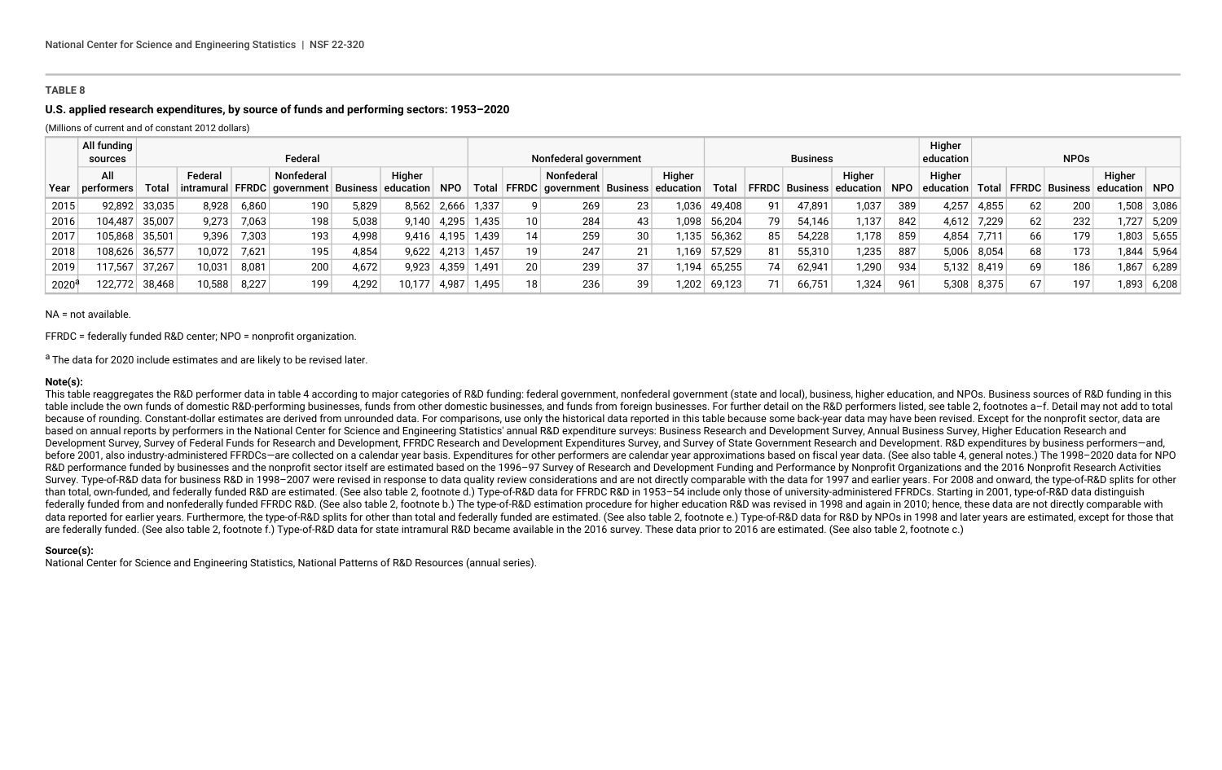**TABLE 8**

**U.S. applied research expenditures, by source of funds and performing sectors: 1953–2020**

(Millions of current and of constant 2012 dollars)

| | All funding sources | Federal | | | | | | | Nonfederal government | | | | | Business | | | | | Higher education | NPOs | | | | |
|---|---|---|---|---|---|---|---|---|---|---|---|---|---|---|---|---|---|---|---|---|---|---|---|---|
| Year | All performers | Total | Federal intramural | FFRDC | Nonfederal government | Business | Higher education | NPO | Total | FFRDC | Nonfederal government | Business | Higher education | Total | FFRDC | Business | Higher education | NPO | Higher education | Total | FFRDC | Business | Higher education | NPO |
| 2015 | 92,892 | 33,035 | 8,928 | 6,860 | 190 | 5,829 | 8,562 | 2,666 | 1,337 | 9 | 269 | 23 | 1,036 | 49,408 | 91 | 47,891 | 1,037 | 389 | 4,257 | 4,855 | 62 | 200 | 1,508 | 3,086 |
| 2016 | 104,487 | 35,007 | 9,273 | 7,063 | 198 | 5,038 | 9,140 | 4,295 | 1,435 | 10 | 284 | 43 | 1,098 | 56,204 | 79 | 54,146 | 1,137 | 842 | 4,612 | 7,229 | 62 | 232 | 1,727 | 5,209 |
| 2017 | 105,868 | 35,501 | 9,396 | 7,303 | 193 | 4,998 | 9,416 | 4,195 | 1,439 | 14 | 259 | 30 | 1,135 | 56,362 | 85 | 54,228 | 1,178 | 859 | 4,854 | 7,711 | 66 | 179 | 1,803 | 5,655 |
| 2018 | 108,626 | 36,577 | 10,072 | 7,621 | 195 | 4,854 | 9,622 | 4,213 | 1,457 | 19 | 247 | 21 | 1,169 | 57,529 | 81 | 55,310 | 1,235 | 887 | 5,006 | 8,054 | 68 | 173 | 1,844 | 5,964 |
| 2019 | 117,567 | 37,267 | 10,031 | 8,081 | 200 | 4,672 | 9,923 | 4,359 | 1,491 | 20 | 239 | 37 | 1,194 | 65,255 | 74 | 62,941 | 1,290 | 934 | 5,132 | 8,419 | 69 | 186 | 1,867 | 6,289 |
| 2020[a] | 122,772 | 38,468 | 10,588 | 8,227 | 199 | 4,292 | 10,177 | 4,987 | 1,495 | 18 | 236 | 39 | 1,202 | 69,123 | 71 | 66,751 | 1,324 | 961 | 5,308 | 8,375 | 67 | 197 | 1,893 | 6,208 |

NA = not available.

FFRDC = federally funded R&D center; NPO = nonprofit organization.

[a] The data for 2020 include estimates and are likely to be revised later.

**Note(s):**

This table reaggregates the R&D performer data in table 4 according to major categories of R&D funding: federal government, nonfederal government (state and local), business, higher education, and NPOs. Business sources of R&D funding in this table include the own funds of domestic R&D-performing businesses, funds from other domestic businesses, and funds from foreign businesses. For further detail on the R&D performers listed, see table 2, footnotes a–f. Detail may not add to total because of rounding. Constant-dollar estimates are derived from unrounded data. For comparisons, use only the historical data reported in this table because some back-year data may have been revised. Except for the nonprofit sector, data are based on annual reports by performers in the National Center for Science and Engineering Statistics' annual R&D expenditure surveys: Business Research and Development Survey, Annual Business Survey, Higher Education Research and Development Survey, Survey of Federal Funds for Research and Development, FFRDC Research and Development Expenditures Survey, and Survey of State Government Research and Development. R&D expenditures by business performers—and, before 2001, also industry-administered FFRDCs—are collected on a calendar year basis. Expenditures for other performers are calendar year approximations based on fiscal year data. (See also table 4, general notes.) The 1998–2020 data for NPO R&D performance funded by businesses and the nonprofit sector itself are estimated based on the 1996–97 Survey of Research and Development Funding and Performance by Nonprofit Organizations and the 2016 Nonprofit Research Activities Survey. Type-of-R&D data for business R&D in 1998–2007 were revised in response to data quality review considerations and are not directly comparable with the data for 1997 and earlier years. For 2008 and onward, the type-of-R&D splits for other than total, own-funded, and federally funded R&D are estimated. (See also table 2, footnote d.) Type-of-R&D data for FFRDC R&D in 1953–54 include only those of university-administered FFRDCs. Starting in 2001, type-of-R&D data distinguish federally funded from and nonfederally funded FFRDC R&D. (See also table 2, footnote b.) The type-of-R&D estimation procedure for higher education R&D was revised in 1998 and again in 2010; hence, these data are not directly comparable with data reported for earlier years. Furthermore, the type-of-R&D splits for other than total and federally funded are estimated. (See also table 2, footnote e.) Type-of-R&D data for R&D by NPOs in 1998 and later years are estimated, except for those that are federally funded. (See also table 2, footnote f.) Type-of-R&D data for state intramural R&D became available in the 2016 survey. These data prior to 2016 are estimated. (See also table 2, footnote c.)

**Source(s):**

National Center for Science and Engineering Statistics, National Patterns of R&D Resources (annual series).